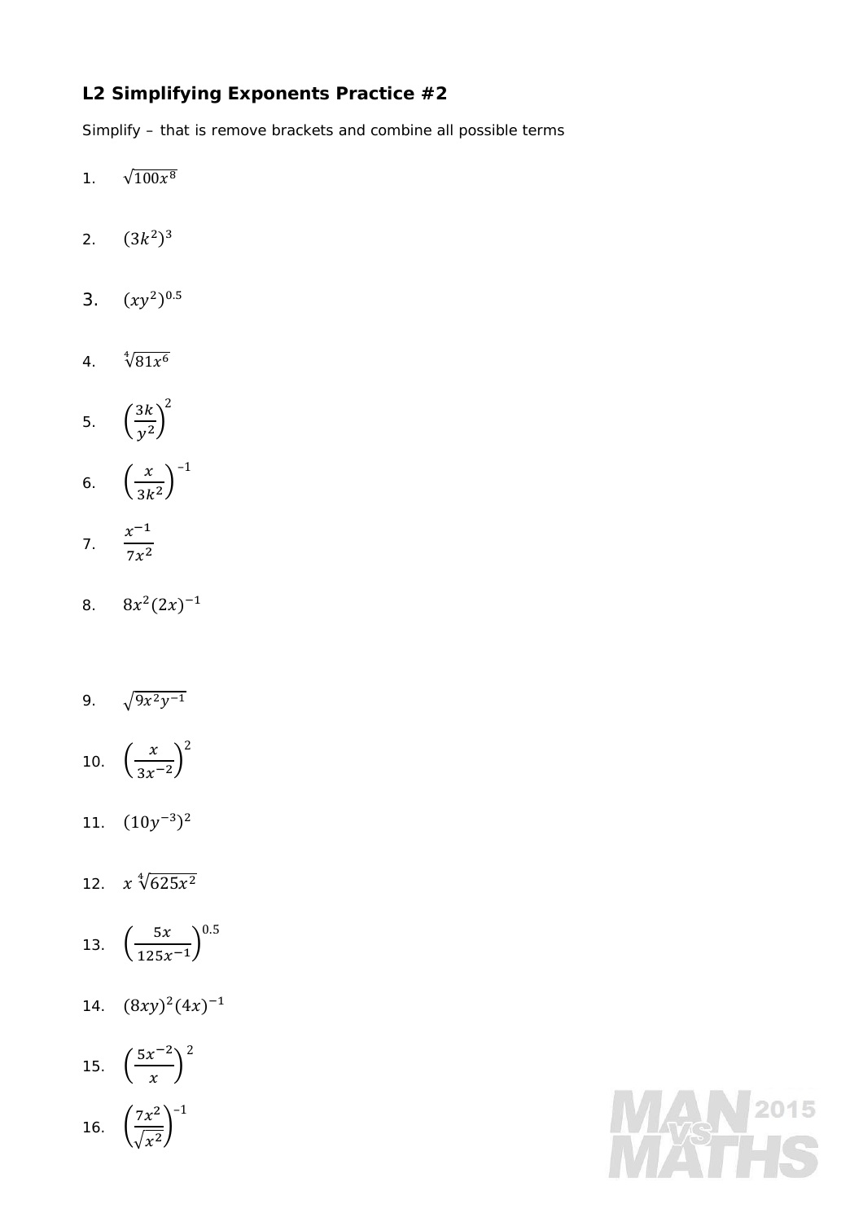**L2 Simplifying Exponents Practice #2**

Simplify – that is remove brackets and combine all possible terms

1. $\sqrt{100x^8}$

2. $(3k^2)^3$

3. $(xy^2)^{0.5}$

4. $\sqrt[4]{81x^6}$

5. $\left(\frac{3k}{y^2}\right)^2$

6. $\left(\frac{x}{3k^2}\right)^{-1}$

7. $\frac{x^{-1}}{7x^2}$

8. $8x^2(2x)^{-1}$

9. $\sqrt{9x^2y^{-1}}$

10. $\left(\frac{x}{3x^{-2}}\right)^2$

11. $(10y^{-3})^2$

12. $x\sqrt[4]{625x^2}$

13. $\left(\frac{5x}{125x^{-1}}\right)^{0.5}$

14. $(8xy)^2(4x)^{-1}$

15. $\left(\frac{5x^{-2}}{x}\right)^2$

16. $\left(\frac{7x^2}{\sqrt{x^2}}\right)^{-1}$

MAN vs MATHS 2015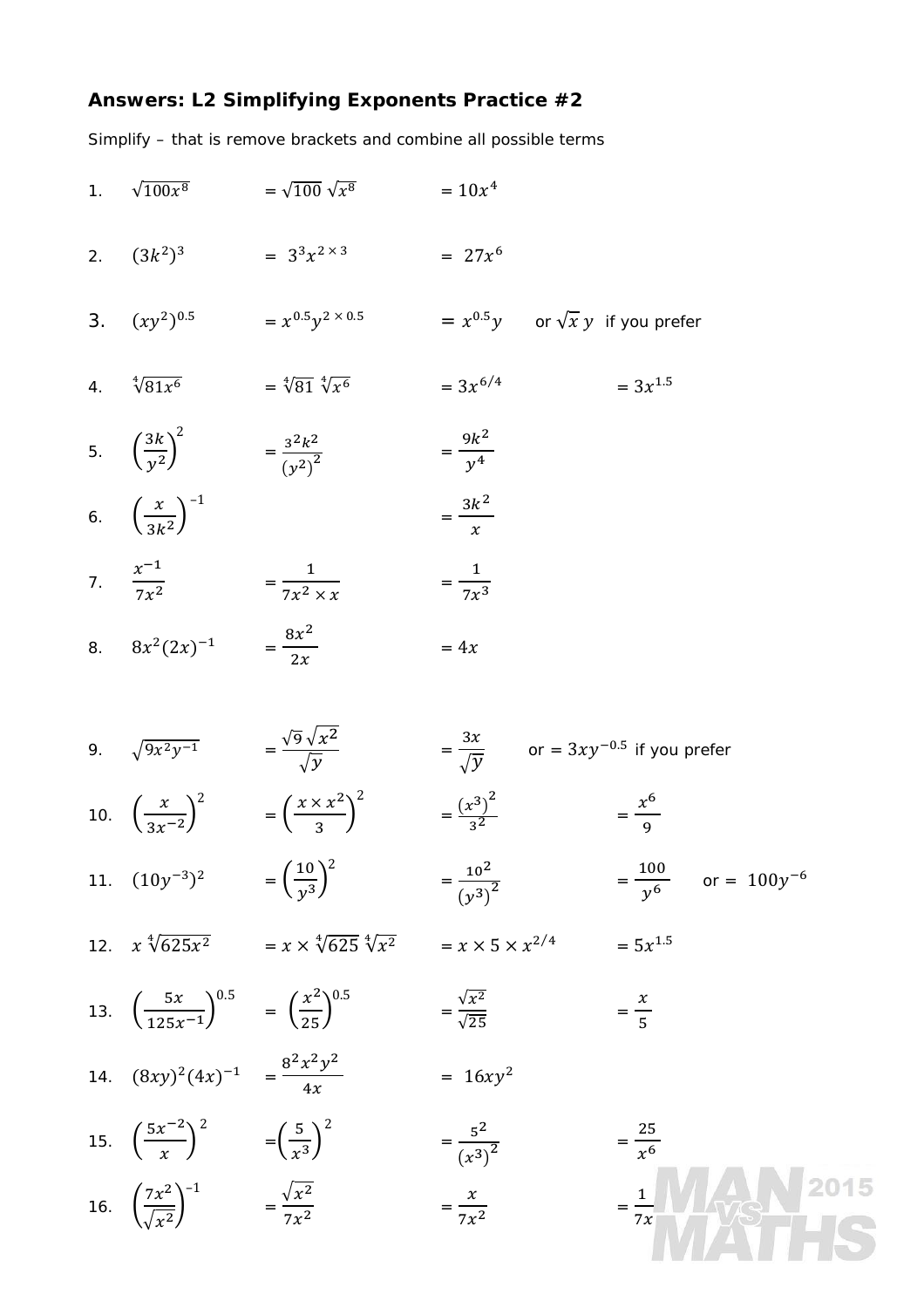## Answers: L2 Simplifying Exponents Practice #2

Simplify – that is remove brackets and combine all possible terms

1. $\sqrt{100x^8}$ $= \sqrt{100}\,\sqrt{x^8}$ $= 10x^4$

2. $(3k^2)^3$ $= 3^3 x^{2\times 3}$ $= 27x^6$

3. $(xy^2)^{0.5}$ $= x^{0.5}y^{2\times 0.5}$ $= x^{0.5}y$ or $\sqrt{x}\,y$ if you prefer

4. $\sqrt[4]{81x^6}$ $= \sqrt[4]{81}\,\sqrt[4]{x^6}$ $= 3x^{6/4}$ $= 3x^{1.5}$

5. $\left(\frac{3k}{y^2}\right)^2$ $= \frac{3^2k^2}{(y^2)^2}$ $= \frac{9k^2}{y^4}$

6. $\left(\frac{x}{3k^2}\right)^{-1}$ $= \frac{3k^2}{x}$

7. $\frac{x^{-1}}{7x^2}$ $= \frac{1}{7x^2 \times x}$ $= \frac{1}{7x^3}$

8. $8x^2(2x)^{-1}$ $= \frac{8x^2}{2x}$ $= 4x$

9. $\sqrt{9x^2y^{-1}}$ $= \frac{\sqrt{9}\,\sqrt{x^2}}{\sqrt{y}}$ $= \frac{3x}{\sqrt{y}}$ or $= 3xy^{-0.5}$ if you prefer

10. $\left(\frac{x}{3x^{-2}}\right)^2$ $= \left(\frac{x \times x^2}{3}\right)^2$ $= \frac{(x^3)^2}{3^2}$ $= \frac{x^6}{9}$

11. $(10y^{-3})^2$ $= \left(\frac{10}{y^3}\right)^2$ $= \frac{10^2}{(y^3)^2}$ $= \frac{100}{y^6}$ or $= 100y^{-6}$

12. $x\,\sqrt[4]{625x^2}$ $= x \times \sqrt[4]{625}\,\sqrt[4]{x^2}$ $= x \times 5 \times x^{2/4}$ $= 5x^{1.5}$

13. $\left(\frac{5x}{125x^{-1}}\right)^{0.5}$ $= \left(\frac{x^2}{25}\right)^{0.5}$ $= \frac{\sqrt{x^2}}{\sqrt{25}}$ $= \frac{x}{5}$

14. $(8xy)^2(4x)^{-1}$ $= \frac{8^2x^2y^2}{4x}$ $= 16xy^2$

15. $\left(\frac{5x^{-2}}{x}\right)^2$ $= \left(\frac{5}{x^3}\right)^2$ $= \frac{5^2}{(x^3)^2}$ $= \frac{25}{x^6}$

16. $\left(\frac{7x^2}{\sqrt{x^2}}\right)^{-1}$ $= \frac{\sqrt{x^2}}{7x^2}$ $= \frac{x}{7x^2}$ $= \frac{1}{7x}$

MAN vs MATHS 2015